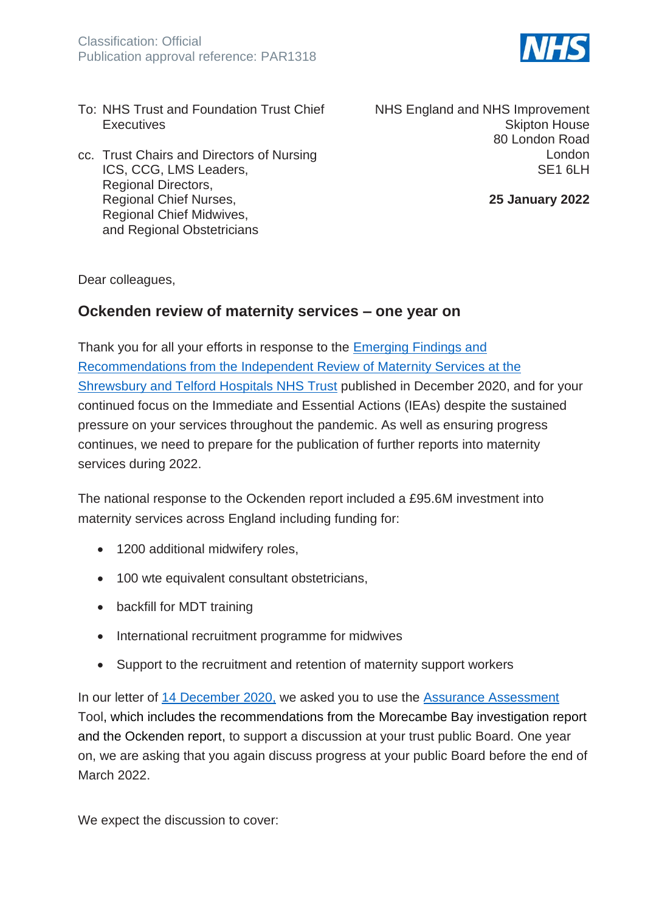Classification: Official
Publication approval reference: PAR1318

To: NHS Trust and Foundation Trust Chief Executives

cc. Trust Chairs and Directors of Nursing
ICS, CCG, LMS Leaders,
Regional Directors,
Regional Chief Nurses,
Regional Chief Midwives,
and Regional Obstetricians

NHS England and NHS Improvement
Skipton House
80 London Road
London
SE1 6LH

**25 January 2022**

Dear colleagues,

## Ockenden review of maternity services – one year on

Thank you for all your efforts in response to the Emerging Findings and Recommendations from the Independent Review of Maternity Services at the Shrewsbury and Telford Hospitals NHS Trust published in December 2020, and for your continued focus on the Immediate and Essential Actions (IEAs) despite the sustained pressure on your services throughout the pandemic. As well as ensuring progress continues, we need to prepare for the publication of further reports into maternity services during 2022.

The national response to the Ockenden report included a £95.6M investment into maternity services across England including funding for:

- 1200 additional midwifery roles,
- 100 wte equivalent consultant obstetricians,
- backfill for MDT training
- International recruitment programme for midwives
- Support to the recruitment and retention of maternity support workers

In our letter of 14 December 2020, we asked you to use the Assurance Assessment Tool, which includes the recommendations from the Morecambe Bay investigation report and the Ockenden report, to support a discussion at your trust public Board. One year on, we are asking that you again discuss progress at your public Board before the end of March 2022.

We expect the discussion to cover: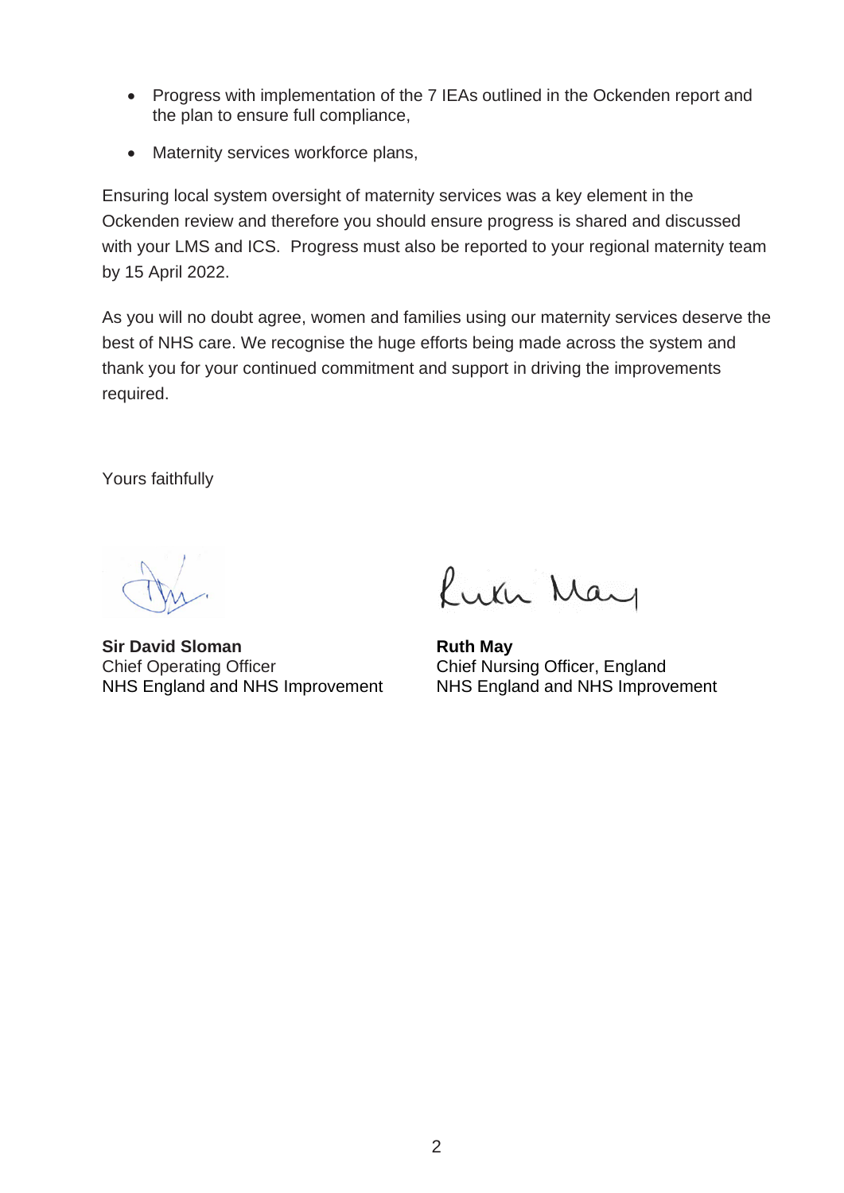- Progress with implementation of the 7 IEAs outlined in the Ockenden report and the plan to ensure full compliance,
- Maternity services workforce plans,

Ensuring local system oversight of maternity services was a key element in the Ockenden review and therefore you should ensure progress is shared and discussed with your LMS and ICS. Progress must also be reported to your regional maternity team by 15 April 2022.

As you will no doubt agree, women and families using our maternity services deserve the best of NHS care. We recognise the huge efforts being made across the system and thank you for your continued commitment and support in driving the improvements required.

Yours faithfully

**Sir David Sloman**
Chief Operating Officer
NHS England and NHS Improvement

**Ruth May**
Chief Nursing Officer, England
NHS England and NHS Improvement